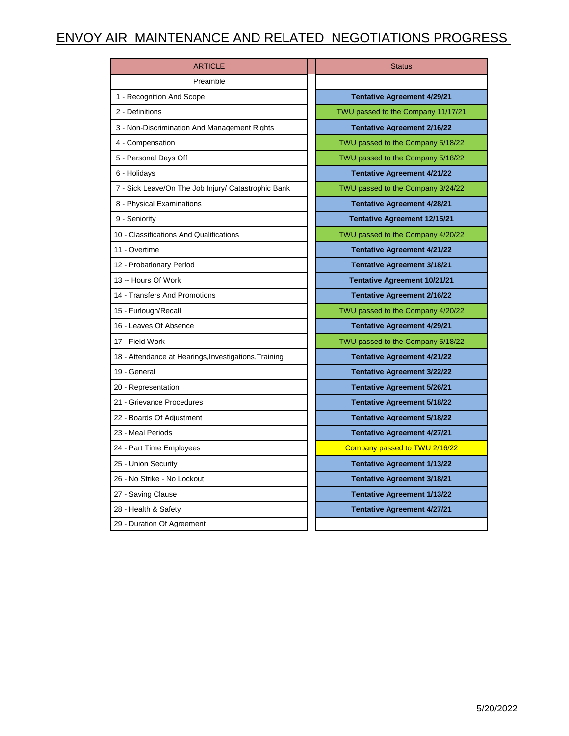# ENVOY AIR MAINTENANCE AND RELATED NEGOTIATIONS PROGRESS

| ARTICLE | Status |
|---|---|
| Preamble | |
| 1 - Recognition And Scope | **Tentative Agreement 4/29/21** |
| 2 - Definitions | TWU passed to the Company 11/17/21 |
| 3 - Non-Discrimination And Management Rights | **Tentative Agreement 2/16/22** |
| 4 - Compensation | TWU passed to the Company 5/18/22 |
| 5 - Personal Days Off | TWU passed to the Company 5/18/22 |
| 6 - Holidays | **Tentative Agreement 4/21/22** |
| 7 - Sick Leave/On The Job Injury/ Catastrophic Bank | TWU passed to the Company 3/24/22 |
| 8 - Physical Examinations | **Tentative Agreement 4/28/21** |
| 9 - Seniority | **Tentative Agreement 12/15/21** |
| 10 - Classifications And Qualifications | TWU passed to the Company 4/20/22 |
| 11 - Overtime | **Tentative Agreement 4/21/22** |
| 12 - Probationary Period | **Tentative Agreement 3/18/21** |
| 13 -- Hours Of Work | **Tentative Agreement 10/21/21** |
| 14 - Transfers And Promotions | **Tentative Agreement 2/16/22** |
| 15 - Furlough/Recall | TWU passed to the Company 4/20/22 |
| 16 - Leaves Of Absence | **Tentative Agreement 4/29/21** |
| 17 - Field Work | TWU passed to the Company 5/18/22 |
| 18 - Attendance at Hearings,Investigations,Training | **Tentative Agreement 4/21/22** |
| 19 - General | **Tentative Agreement 3/22/22** |
| 20 - Representation | **Tentative Agreement 5/26/21** |
| 21 - Grievance Procedures | **Tentative Agreement 5/18/22** |
| 22 - Boards Of Adjustment | **Tentative Agreement 5/18/22** |
| 23 - Meal Periods | **Tentative Agreement 4/27/21** |
| 24 - Part Time Employees | Company passed to TWU 2/16/22 |
| 25 - Union Security | **Tentative Agreement 1/13/22** |
| 26 - No Strike - No Lockout | **Tentative Agreement 3/18/21** |
| 27 - Saving Clause | **Tentative Agreement 1/13/22** |
| 28 - Health & Safety | **Tentative Agreement 4/27/21** |
| 29 - Duration Of Agreement | |

5/20/2022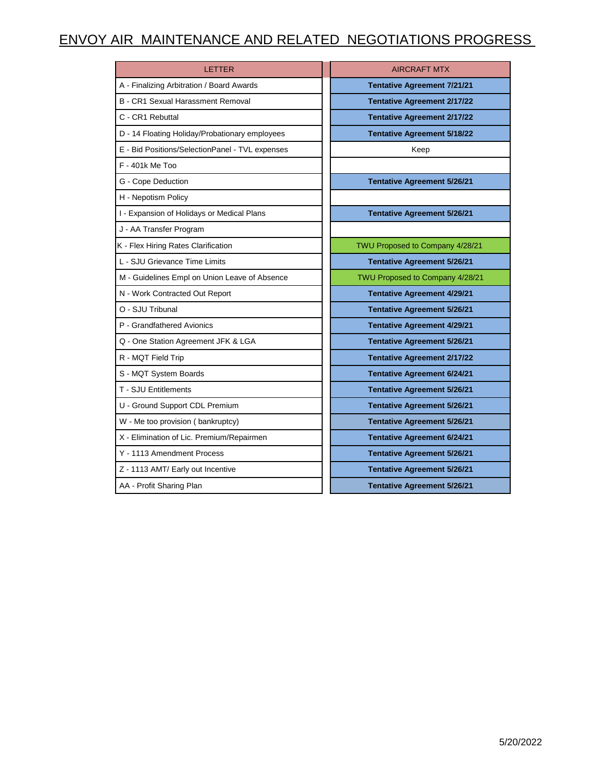# ENVOY AIR MAINTENANCE AND RELATED NEGOTIATIONS PROGRESS

| LETTER | AIRCRAFT MTX |
|---|---|
| A - Finalizing Arbitration / Board Awards | **Tentative Agreement 7/21/21** |
| B - CR1 Sexual Harassment Removal | **Tentative Agreement 2/17/22** |
| C - CR1 Rebuttal | **Tentative Agreement 2/17/22** |
| D - 14 Floating Holiday/Probationary employees | **Tentative Agreement 5/18/22** |
| E - Bid Positions/SelectionPanel - TVL expenses | Keep |
| F - 401k Me Too | |
| G - Cope Deduction | **Tentative Agreement 5/26/21** |
| H - Nepotism Policy | |
| I - Expansion of Holidays or Medical Plans | **Tentative Agreement 5/26/21** |
| J - AA Transfer Program | |
| K - Flex Hiring Rates Clarification | TWU Proposed to Company 4/28/21 |
| L - SJU Grievance Time Limits | **Tentative Agreement 5/26/21** |
| M - Guidelines Empl on Union Leave of Absence | TWU Proposed to Company 4/28/21 |
| N - Work Contracted Out Report | **Tentative Agreement 4/29/21** |
| O - SJU Tribunal | **Tentative Agreement 5/26/21** |
| P - Grandfathered Avionics | **Tentative Agreement 4/29/21** |
| Q - One Station Agreement JFK & LGA | **Tentative Agreement 5/26/21** |
| R - MQT Field Trip | **Tentative Agreement 2/17/22** |
| S - MQT System Boards | **Tentative Agreement 6/24/21** |
| T - SJU Entitlements | **Tentative Agreement 5/26/21** |
| U - Ground Support CDL Premium | **Tentative Agreement 5/26/21** |
| W - Me too provision ( bankruptcy) | **Tentative Agreement 5/26/21** |
| X - Elimination of Lic. Premium/Repairmen | **Tentative Agreement 6/24/21** |
| Y - 1113 Amendment Process | **Tentative Agreement 5/26/21** |
| Z - 1113 AMT/ Early out Incentive | **Tentative Agreement 5/26/21** |
| AA - Profit Sharing Plan | **Tentative Agreement 5/26/21** |

5/20/2022